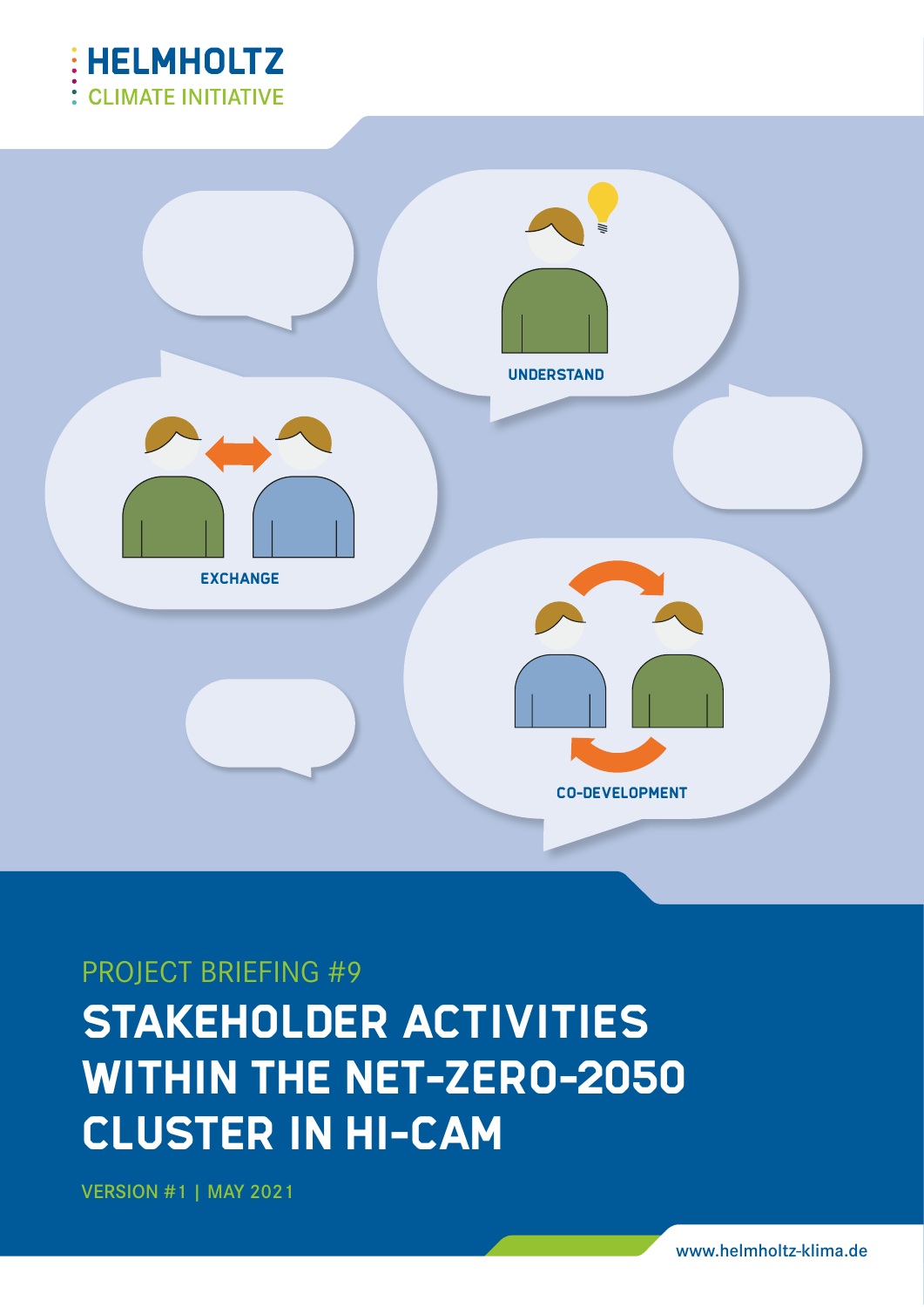HELMHOLTZ
CLIMATE INITIATIVE

UNDERSTAND

EXCHANGE

CO-DEVELOPMENT

PROJECT BRIEFING #9

# STAKEHOLDER ACTIVITIES WITHIN THE NET-ZERO-2050 CLUSTER IN HI-CAM

VERSION #1 | MAY 2021

www.helmholtz-klima.de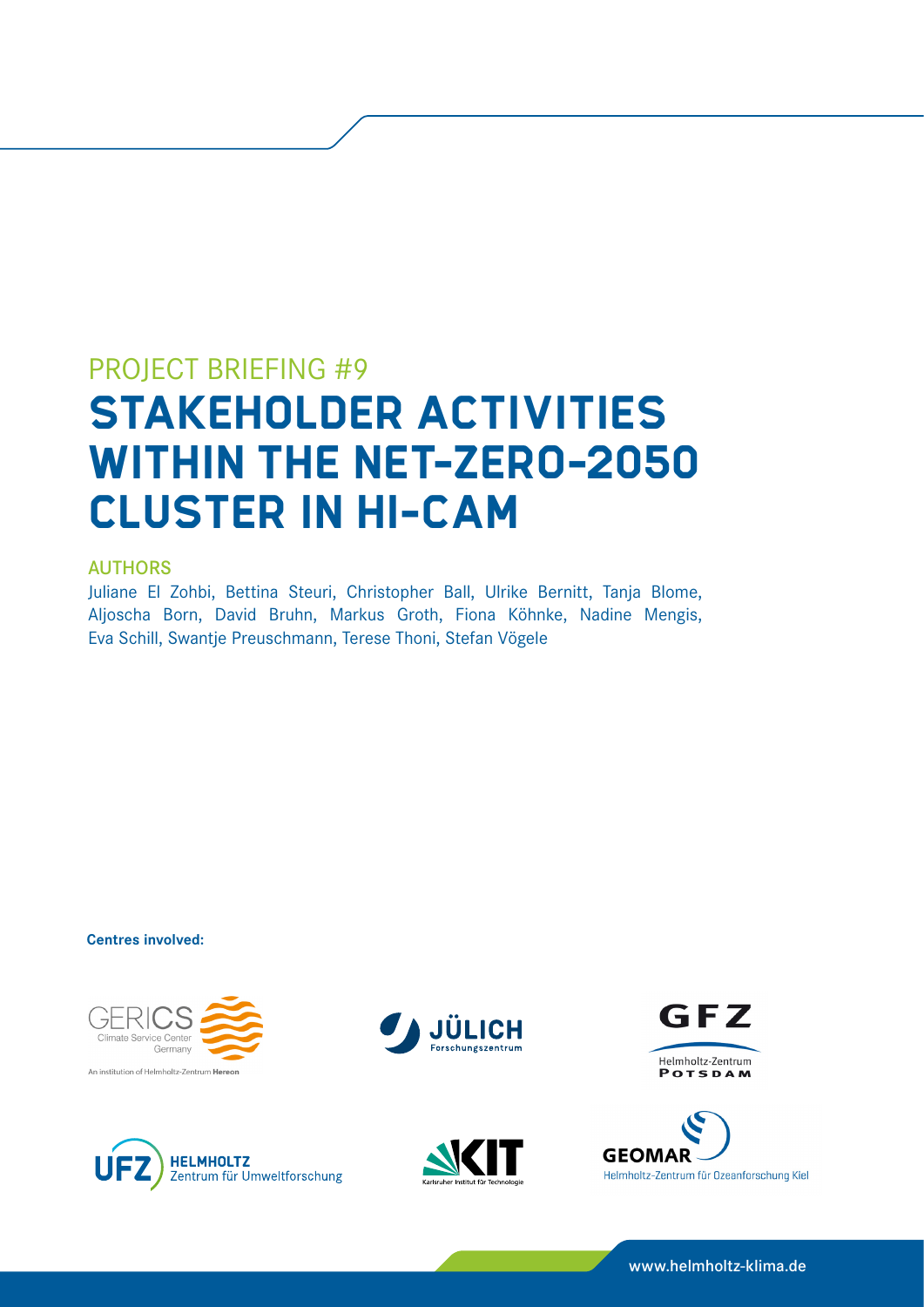PROJECT BRIEFING #9

# STAKEHOLDER ACTIVITIES WITHIN THE NET-ZERO-2050 CLUSTER IN HI-CAM

### AUTHORS

Juliane El Zohbi, Bettina Steuri, Christopher Ball, Ulrike Bernitt, Tanja Blome, Aljoscha Born, David Bruhn, Markus Groth, Fiona Köhnke, Nadine Mengis, Eva Schill, Swantje Preuschmann, Terese Thoni, Stefan Vögele

**Centres involved:**

GERICS Climate Service Center Germany – An institution of Helmholtz-Zentrum Hereon

JÜLICH Forschungszentrum

GFZ Helmholtz-Zentrum Potsdam

UFZ Helmholtz Zentrum für Umweltforschung

KIT Karlsruher Institut für Technologie

GEOMAR Helmholtz-Zentrum für Ozeanforschung Kiel

www.helmholtz-klima.de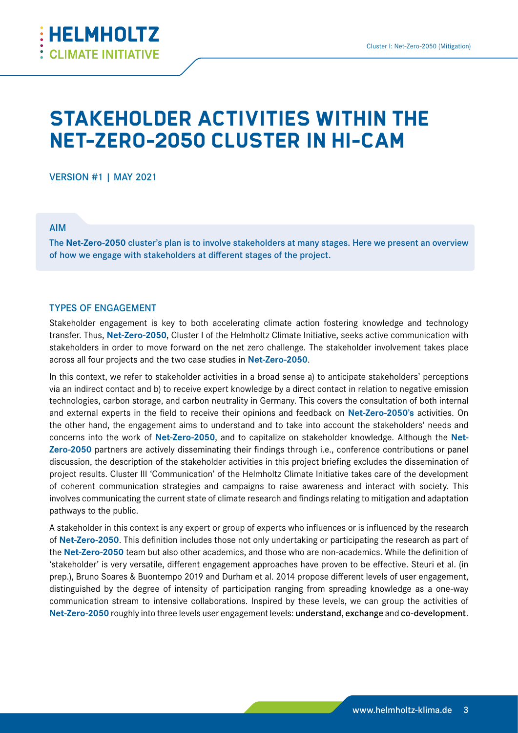# STAKEHOLDER ACTIVITIES WITHIN THE NET-ZERO-2050 CLUSTER IN HI-CAM

VERSION #1 | MAY 2021

## AIM

The **Net-Zero-2050** cluster's plan is to involve stakeholders at many stages. Here we present an overview of how we engage with stakeholders at different stages of the project.

## TYPES OF ENGAGEMENT

Stakeholder engagement is key to both accelerating climate action fostering knowledge and technology transfer. Thus, **Net-Zero-2050**, Cluster I of the Helmholtz Climate Initiative, seeks active communication with stakeholders in order to move forward on the net zero challenge. The stakeholder involvement takes place across all four projects and the two case studies in **Net-Zero-2050**.

In this context, we refer to stakeholder activities in a broad sense a) to anticipate stakeholders' perceptions via an indirect contact and b) to receive expert knowledge by a direct contact in relation to negative emission technologies, carbon storage, and carbon neutrality in Germany. This covers the consultation of both internal and external experts in the field to receive their opinions and feedback on **Net-Zero-2050's** activities. On the other hand, the engagement aims to understand and to take into account the stakeholders' needs and concerns into the work of **Net-Zero-2050**, and to capitalize on stakeholder knowledge. Although the **Net-Zero-2050** partners are actively disseminating their findings through i.e., conference contributions or panel discussion, the description of the stakeholder activities in this project briefing excludes the dissemination of project results. Cluster III 'Communication' of the Helmholtz Climate Initiative takes care of the development of coherent communication strategies and campaigns to raise awareness and interact with society. This involves communicating the current state of climate research and findings relating to mitigation and adaptation pathways to the public.

A stakeholder in this context is any expert or group of experts who influences or is influenced by the research of **Net-Zero-2050**. This definition includes those not only undertaking or participating the research as part of the **Net-Zero-2050** team but also other academics, and those who are non-academics. While the definition of 'stakeholder' is very versatile, different engagement approaches have proven to be effective. Steuri et al. (in prep.), Bruno Soares & Buontempo 2019 and Durham et al. 2014 propose different levels of user engagement, distinguished by the degree of intensity of participation ranging from spreading knowledge as a one-way communication stream to intensive collaborations. Inspired by these levels, we can group the activities of **Net-Zero-2050** roughly into three levels user engagement levels: **understand**, **exchange** and **co-development**.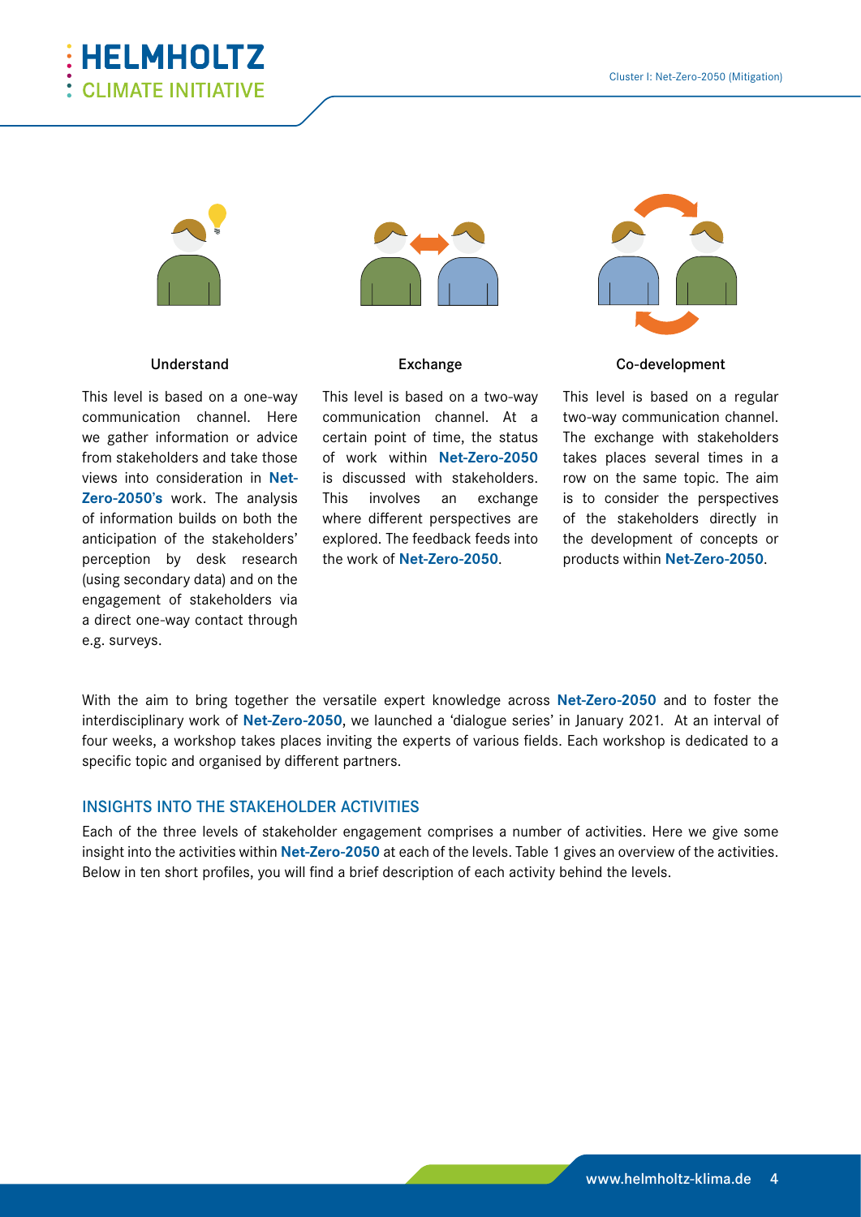**Understand**

This level is based on a one-way communication channel. Here we gather information or advice from stakeholders and take those views into consideration in **Net-Zero-2050's** work. The analysis of information builds on both the anticipation of the stakeholders' perception by desk research (using secondary data) and on the engagement of stakeholders via a direct one-way contact through e.g. surveys.

**Exchange**

This level is based on a two-way communication channel. At a certain point of time, the status of work within **Net-Zero-2050** is discussed with stakeholders. This involves an exchange where different perspectives are explored. The feedback feeds into the work of **Net-Zero-2050**.

**Co-development**

This level is based on a regular two-way communication channel. The exchange with stakeholders takes places several times in a row on the same topic. The aim is to consider the perspectives of the stakeholders directly in the development of concepts or products within **Net-Zero-2050**.

With the aim to bring together the versatile expert knowledge across **Net-Zero-2050** and to foster the interdisciplinary work of **Net-Zero-2050**, we launched a 'dialogue series' in January 2021. At an interval of four weeks, a workshop takes places inviting the experts of various fields. Each workshop is dedicated to a specific topic and organised by different partners.

## INSIGHTS INTO THE STAKEHOLDER ACTIVITIES

Each of the three levels of stakeholder engagement comprises a number of activities. Here we give some insight into the activities within **Net-Zero-2050** at each of the levels. Table 1 gives an overview of the activities. Below in ten short profiles, you will find a brief description of each activity behind the levels.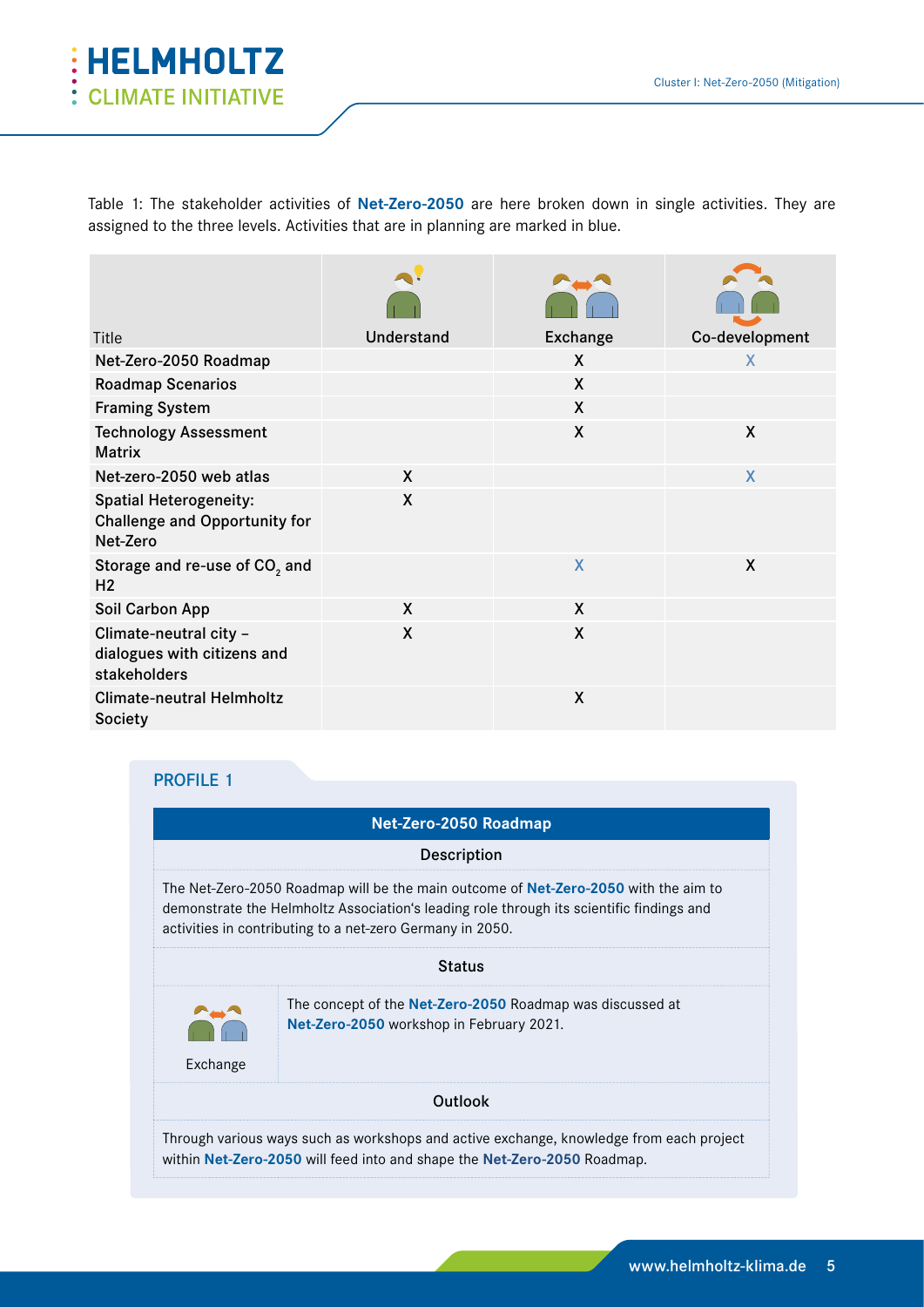Table 1: The stakeholder activities of **Net-Zero-2050** are here broken down in single activities. They are assigned to the three levels. Activities that are in planning are marked in blue.

| Title | Understand | Exchange | Co-development |
|---|---|---|---|
| Net-Zero-2050 Roadmap | | X | X |
| Roadmap Scenarios | | X | |
| Framing System | | X | |
| Technology Assessment Matrix | | X | X |
| Net-zero-2050 web atlas | X | | X |
| Spatial Heterogeneity: Challenge and Opportunity for Net-Zero | X | | |
| Storage and re-use of $CO_2$ and H2 | | X | X |
| Soil Carbon App | X | X | |
| Climate-neutral city – dialogues with citizens and stakeholders | X | X | |
| Climate-neutral Helmholtz Society | | X | |

## PROFILE 1

### Net-Zero-2050 Roadmap

**Description**

The Net-Zero-2050 Roadmap will be the main outcome of **Net-Zero-2050** with the aim to demonstrate the Helmholtz Association's leading role through its scientific findings and activities in contributing to a net-zero Germany in 2050.

**Status**

Exchange

The concept of the **Net-Zero-2050** Roadmap was discussed at **Net-Zero-2050** workshop in February 2021.

**Outlook**

Through various ways such as workshops and active exchange, knowledge from each project within **Net-Zero-2050** will feed into and shape the **Net-Zero-2050** Roadmap.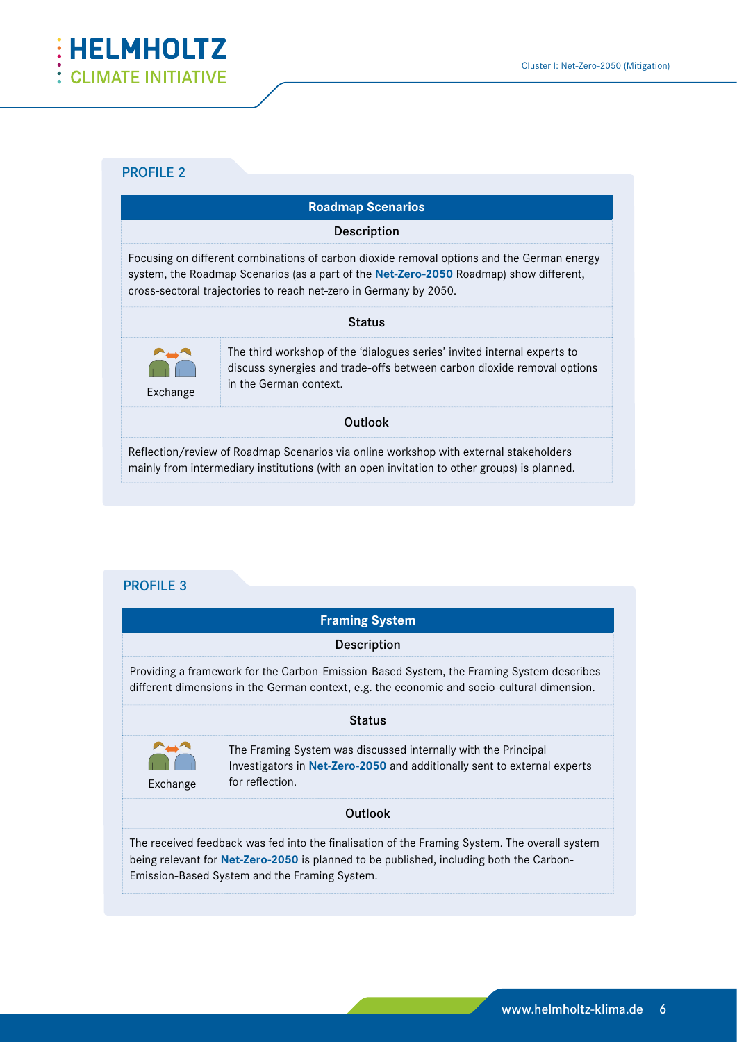## PROFILE 2

### Roadmap Scenarios

**Description**

Focusing on different combinations of carbon dioxide removal options and the German energy system, the Roadmap Scenarios (as a part of the **Net-Zero-2050** Roadmap) show different, cross-sectoral trajectories to reach net-zero in Germany by 2050.

**Status**

| Exchange | The third workshop of the 'dialogues series' invited internal experts to discuss synergies and trade-offs between carbon dioxide removal options in the German context. |
|---|---|

**Outlook**

Reflection/review of Roadmap Scenarios via online workshop with external stakeholders mainly from intermediary institutions (with an open invitation to other groups) is planned.

## PROFILE 3

### Framing System

**Description**

Providing a framework for the Carbon-Emission-Based System, the Framing System describes different dimensions in the German context, e.g. the economic and socio-cultural dimension.

**Status**

| Exchange | The Framing System was discussed internally with the Principal Investigators in **Net-Zero-2050** and additionally sent to external experts for reflection. |
|---|---|

**Outlook**

The received feedback was fed into the finalisation of the Framing System. The overall system being relevant for **Net-Zero-2050** is planned to be published, including both the Carbon-Emission-Based System and the Framing System.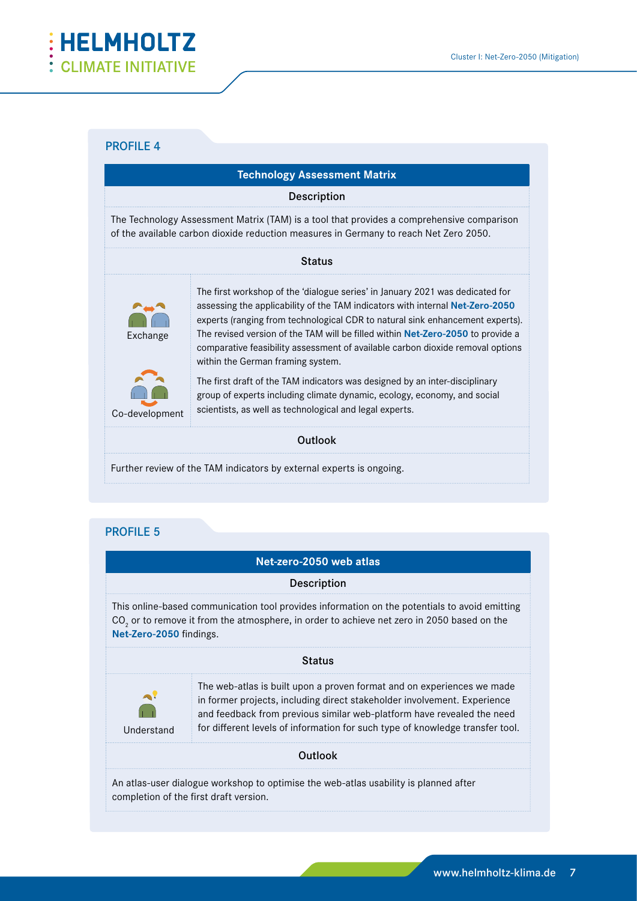## PROFILE 4

### Technology Assessment Matrix

#### Description

The Technology Assessment Matrix (TAM) is a tool that provides a comprehensive comparison of the available carbon dioxide reduction measures in Germany to reach Net Zero 2050.

#### Status

Exchange

The first workshop of the 'dialogue series' in January 2021 was dedicated for assessing the applicability of the TAM indicators with internal **Net-Zero-2050** experts (ranging from technological CDR to natural sink enhancement experts). The revised version of the TAM will be filled within **Net-Zero-2050** to provide a comparative feasibility assessment of available carbon dioxide removal options within the German framing system.

Co-development

The first draft of the TAM indicators was designed by an inter-disciplinary group of experts including climate dynamic, ecology, economy, and social scientists, as well as technological and legal experts.

#### Outlook

Further review of the TAM indicators by external experts is ongoing.

## PROFILE 5

### Net-zero-2050 web atlas

#### Description

This online-based communication tool provides information on the potentials to avoid emitting $CO_2$ or to remove it from the atmosphere, in order to achieve net zero in 2050 based on the **Net-Zero-2050** findings.

#### Status

Understand

The web-atlas is built upon a proven format and on experiences we made in former projects, including direct stakeholder involvement. Experience and feedback from previous similar web-platform have revealed the need for different levels of information for such type of knowledge transfer tool.

#### Outlook

An atlas-user dialogue workshop to optimise the web-atlas usability is planned after completion of the first draft version.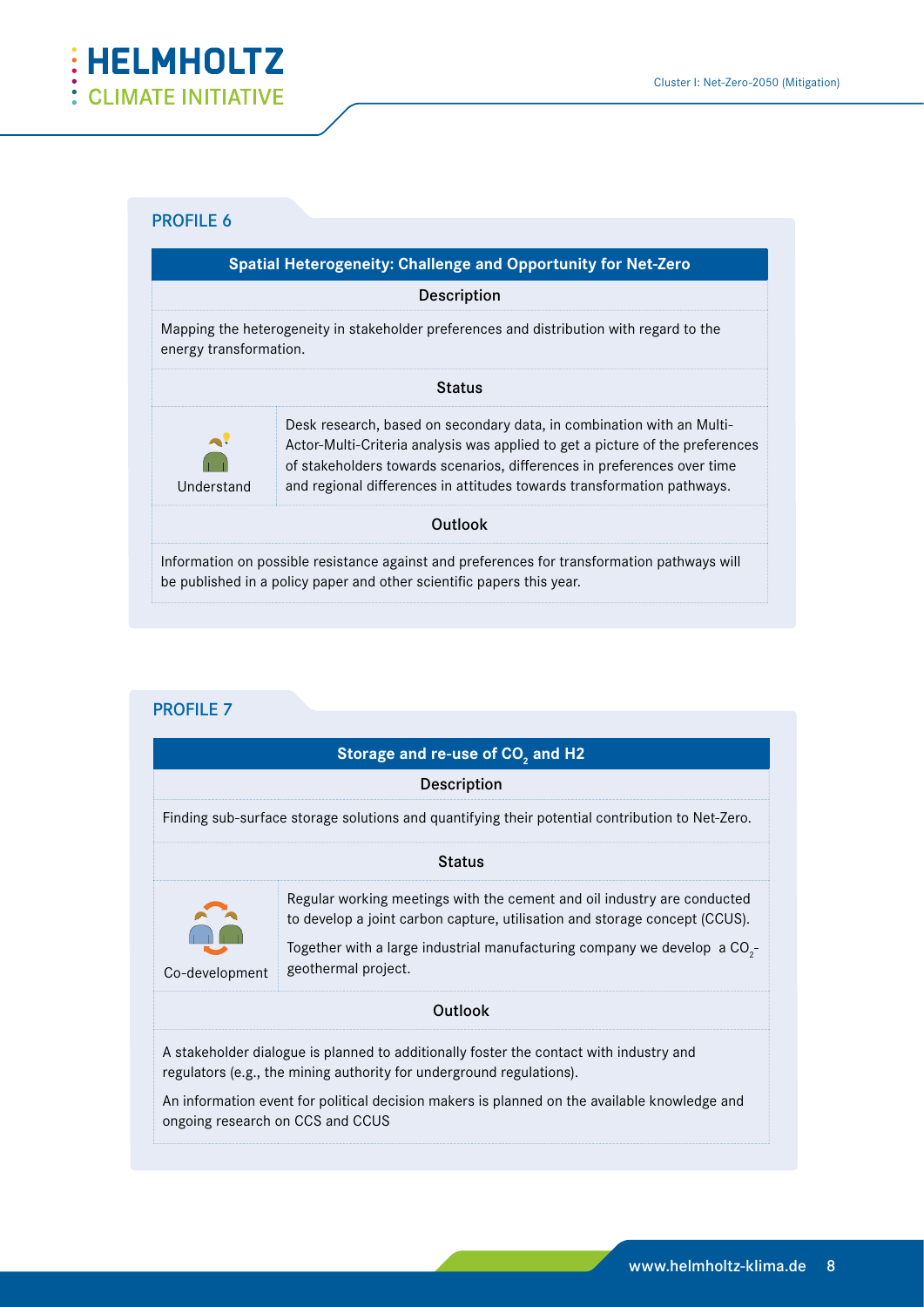## PROFILE 6

### Spatial Heterogeneity: Challenge and Opportunity for Net-Zero

**Description**

Mapping the heterogeneity in stakeholder preferences and distribution with regard to the energy transformation.

**Status**

Understand

Desk research, based on secondary data, in combination with an Multi-Actor-Multi-Criteria analysis was applied to get a picture of the preferences of stakeholders towards scenarios, differences in preferences over time and regional differences in attitudes towards transformation pathways.

**Outlook**

Information on possible resistance against and preferences for transformation pathways will be published in a policy paper and other scientific papers this year.

## PROFILE 7

### Storage and re-use of $CO_2$ and H2

**Description**

Finding sub-surface storage solutions and quantifying their potential contribution to Net-Zero.

**Status**

Co-development

Regular working meetings with the cement and oil industry are conducted to develop a joint carbon capture, utilisation and storage concept (CCUS).

Together with a large industrial manufacturing company we develop a $CO_2$-geothermal project.

**Outlook**

A stakeholder dialogue is planned to additionally foster the contact with industry and regulators (e.g., the mining authority for underground regulations).

An information event for political decision makers is planned on the available knowledge and ongoing research on CCS and CCUS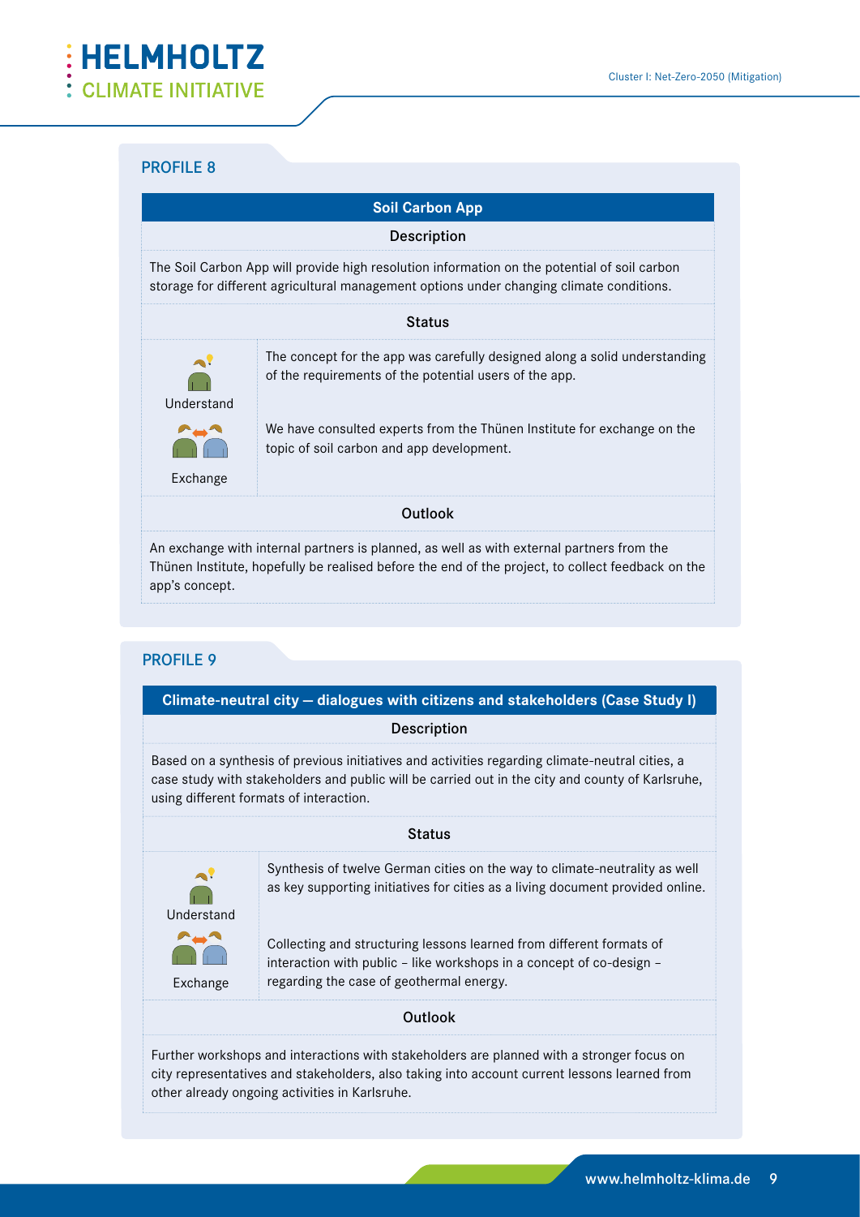## PROFILE 8

### Soil Carbon App

**Description**

The Soil Carbon App will provide high resolution information on the potential of soil carbon storage for different agricultural management options under changing climate conditions.

**Status**

| | |
|---|---|
| Understand | The concept for the app was carefully designed along a solid understanding of the requirements of the potential users of the app. |
| Exchange | We have consulted experts from the Thünen Institute for exchange on the topic of soil carbon and app development. |

**Outlook**

An exchange with internal partners is planned, as well as with external partners from the Thünen Institute, hopefully be realised before the end of the project, to collect feedback on the app's concept.

## PROFILE 9

### Climate-neutral city — dialogues with citizens and stakeholders (Case Study I)

**Description**

Based on a synthesis of previous initiatives and activities regarding climate-neutral cities, a case study with stakeholders and public will be carried out in the city and county of Karlsruhe, using different formats of interaction.

**Status**

| | |
|---|---|
| Understand | Synthesis of twelve German cities on the way to climate-neutrality as well as key supporting initiatives for cities as a living document provided online. |
| Exchange | Collecting and structuring lessons learned from different formats of interaction with public – like workshops in a concept of co-design – regarding the case of geothermal energy. |

**Outlook**

Further workshops and interactions with stakeholders are planned with a stronger focus on city representatives and stakeholders, also taking into account current lessons learned from other already ongoing activities in Karlsruhe.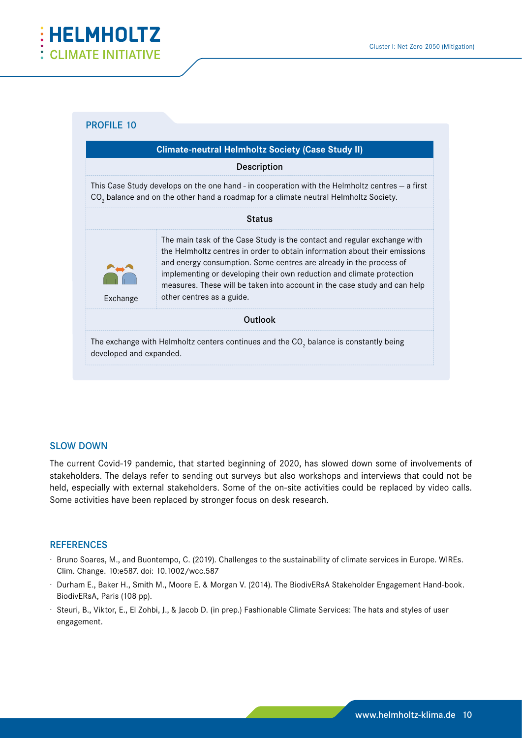## PROFILE 10

| Climate-neutral Helmholtz Society (Case Study II) | |
|---|---|
| **Description** | |
| This Case Study develops on the one hand - in cooperation with the Helmholtz centres — a first $CO_2$ balance and on the other hand a roadmap for a climate neutral Helmholtz Society. | |
| **Status** | |
| Exchange | The main task of the Case Study is the contact and regular exchange with the Helmholtz centres in order to obtain information about their emissions and energy consumption. Some centres are already in the process of implementing or developing their own reduction and climate protection measures. These will be taken into account in the case study and can help other centres as a guide. |
| **Outlook** | |
| The exchange with Helmholtz centers continues and the $CO_2$ balance is constantly being developed and expanded. | |

## SLOW DOWN

The current Covid-19 pandemic, that started beginning of 2020, has slowed down some of involvements of stakeholders. The delays refer to sending out surveys but also workshops and interviews that could not be held, especially with external stakeholders. Some of the on-site activities could be replaced by video calls. Some activities have been replaced by stronger focus on desk research.

## REFERENCES

- Bruno Soares, M., and Buontempo, C. (2019). Challenges to the sustainability of climate services in Europe. WIREs. Clim. Change. 10:e587. doi: 10.1002/wcc.587
- Durham E., Baker H., Smith M., Moore E. & Morgan V. (2014). The BiodivERsA Stakeholder Engagement Hand-book. BiodivERsA, Paris (108 pp).
- Steuri, B., Viktor, E., El Zohbi, J., & Jacob D. (in prep.) Fashionable Climate Services: The hats and styles of user engagement.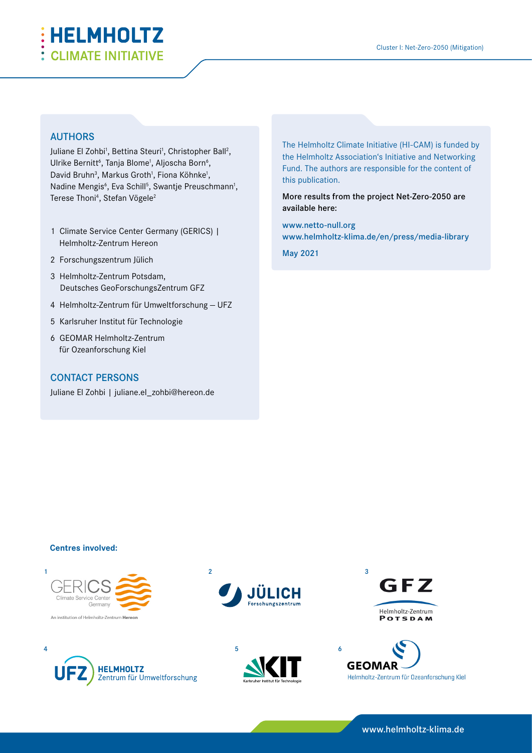## AUTHORS

Juliane El Zohbi[1], Bettina Steuri[1], Christopher Ball[2], Ulrike Bernitt[6], Tanja Blome[1], Aljoscha Born[6], David Bruhn[3], Markus Groth[1], Fiona Köhnke[1], Nadine Mengis[6], Eva Schill[5], Swantje Preuschmann[1], Terese Thoni[4], Stefan Vögele[2]

1 Climate Service Center Germany (GERICS) | Helmholtz-Zentrum Hereon
2 Forschungszentrum Jülich
3 Helmholtz-Zentrum Potsdam, Deutsches GeoForschungsZentrum GFZ
4 Helmholtz-Zentrum für Umweltforschung – UFZ
5 Karlsruher Institut für Technologie
6 GEOMAR Helmholtz-Zentrum für Ozeanforschung Kiel

## CONTACT PERSONS

Juliane El Zohbi | juliane.el_zohbi@hereon.de

The Helmholtz Climate Initiative (HI-CAM) is funded by the Helmholtz Association's Initiative and Networking Fund. The authors are responsible for the content of this publication.

**More results from the project Net-Zero-2050 are available here:**

www.netto-null.org
www.helmholtz-klima.de/en/press/media-library

May 2021

**Centres involved:**

1 GERICS Climate Service Center Germany – An institution of Helmholtz-Zentrum Hereon
2 JÜLICH Forschungszentrum
3 GFZ Helmholtz-Zentrum Potsdam
4 UFZ Helmholtz Zentrum für Umweltforschung
5 KIT Karlsruher Institut für Technologie
6 GEOMAR Helmholtz-Zentrum für Ozeanforschung Kiel

www.helmholtz-klima.de